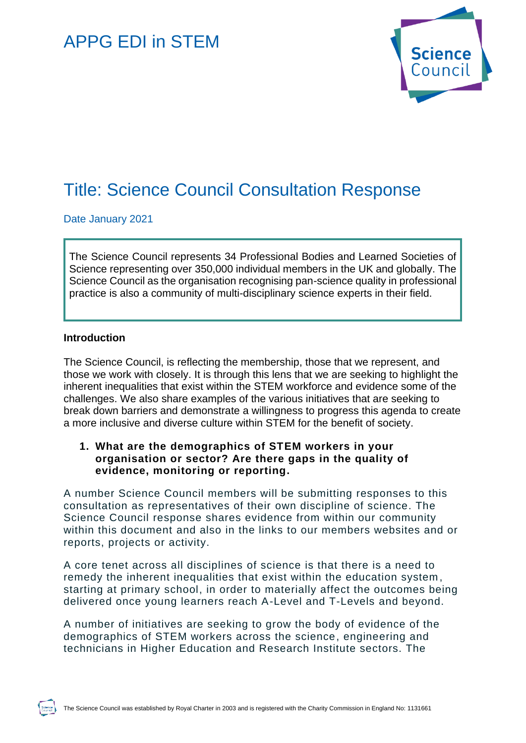# APPG EDI in STEM

## Title: Science Council Consultation Response

Date January 2021

> The Science Council represents 34 Professional Bodies and Learned Societies of Science representing over 350,000 individual members in the UK and globally. The Science Council as the organisation recognising pan-science quality in professional practice is also a community of multi-disciplinary science experts in their field.

**Introduction**

The Science Council, is reflecting the membership, those that we represent, and those we work with closely. It is through this lens that we are seeking to highlight the inherent inequalities that exist within the STEM workforce and evidence some of the challenges. We also share examples of the various initiatives that are seeking to break down barriers and demonstrate a willingness to progress this agenda to create a more inclusive and diverse culture within STEM for the benefit of society.

1. **What are the demographics of STEM workers in your organisation or sector? Are there gaps in the quality of evidence, monitoring or reporting.**

A number Science Council members will be submitting responses to this consultation as representatives of their own discipline of science. The Science Council response shares evidence from within our community within this document and also in the links to our members websites and or reports, projects or activity.

A core tenet across all disciplines of science is that there is a need to remedy the inherent inequalities that exist within the education system, starting at primary school, in order to materially affect the outcomes being delivered once young learners reach A-Level and T-Levels and beyond.

A number of initiatives are seeking to grow the body of evidence of the demographics of STEM workers across the science, engineering and technicians in Higher Education and Research Institute sectors. The

The Science Council was established by Royal Charter in 2003 and is registered with the Charity Commission in England No: 1131661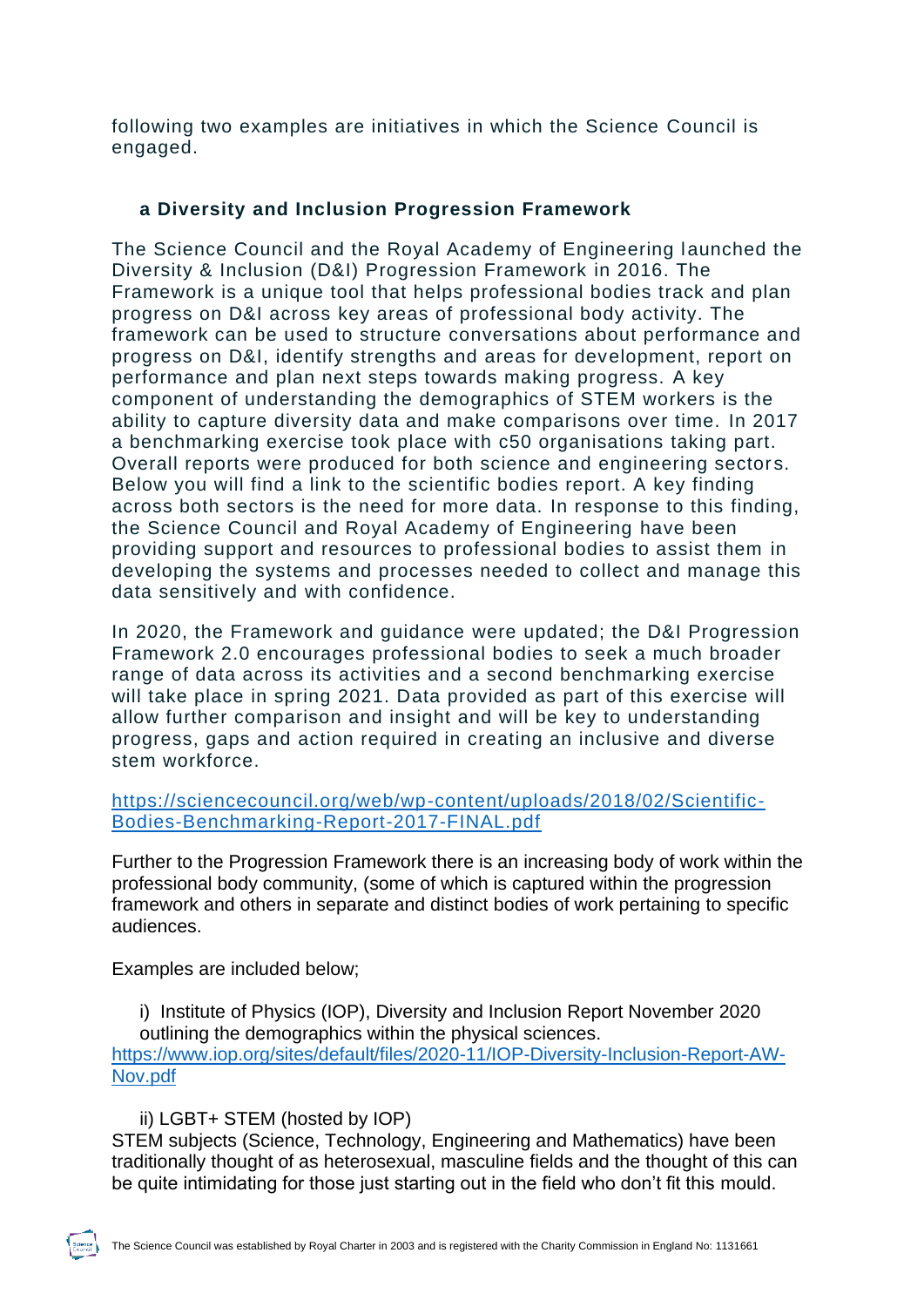following two examples are initiatives in which the Science Council is engaged.

**a Diversity and Inclusion Progression Framework**

The Science Council and the Royal Academy of Engineering launched the Diversity & Inclusion (D&I) Progression Framework in 2016. The Framework is a unique tool that helps professional bodies track and plan progress on D&I across key areas of professional body activity. The framework can be used to structure conversations about performance and progress on D&I, identify strengths and areas for development, report on performance and plan next steps towards making progress. A key component of understanding the demographics of STEM workers is the ability to capture diversity data and make comparisons over time. In 2017 a benchmarking exercise took place with c50 organisations taking part. Overall reports were produced for both science and engineering sectors. Below you will find a link to the scientific bodies report. A key finding across both sectors is the need for more data. In response to this finding, the Science Council and Royal Academy of Engineering have been providing support and resources to professional bodies to assist them in developing the systems and processes needed to collect and manage this data sensitively and with confidence.

In 2020, the Framework and guidance were updated; the D&I Progression Framework 2.0 encourages professional bodies to seek a much broader range of data across its activities and a second benchmarking exercise will take place in spring 2021. Data provided as part of this exercise will allow further comparison and insight and will be key to understanding progress, gaps and action required in creating an inclusive and diverse stem workforce.

[https://sciencecouncil.org/web/wp-content/uploads/2018/02/Scientific-Bodies-Benchmarking-Report-2017-FINAL.pdf](https://sciencecouncil.org/web/wp-content/uploads/2018/02/Scientific-Bodies-Benchmarking-Report-2017-FINAL.pdf)

Further to the Progression Framework there is an increasing body of work within the professional body community, (some of which is captured within the progression framework and others in separate and distinct bodies of work pertaining to specific audiences.

Examples are included below;

i) Institute of Physics (IOP), Diversity and Inclusion Report November 2020 outlining the demographics within the physical sciences.
[https://www.iop.org/sites/default/files/2020-11/IOP-Diversity-Inclusion-Report-AW-Nov.pdf](https://www.iop.org/sites/default/files/2020-11/IOP-Diversity-Inclusion-Report-AW-Nov.pdf)

ii) LGBT+ STEM (hosted by IOP)
STEM subjects (Science, Technology, Engineering and Mathematics) have been traditionally thought of as heterosexual, masculine fields and the thought of this can be quite intimidating for those just starting out in the field who don't fit this mould.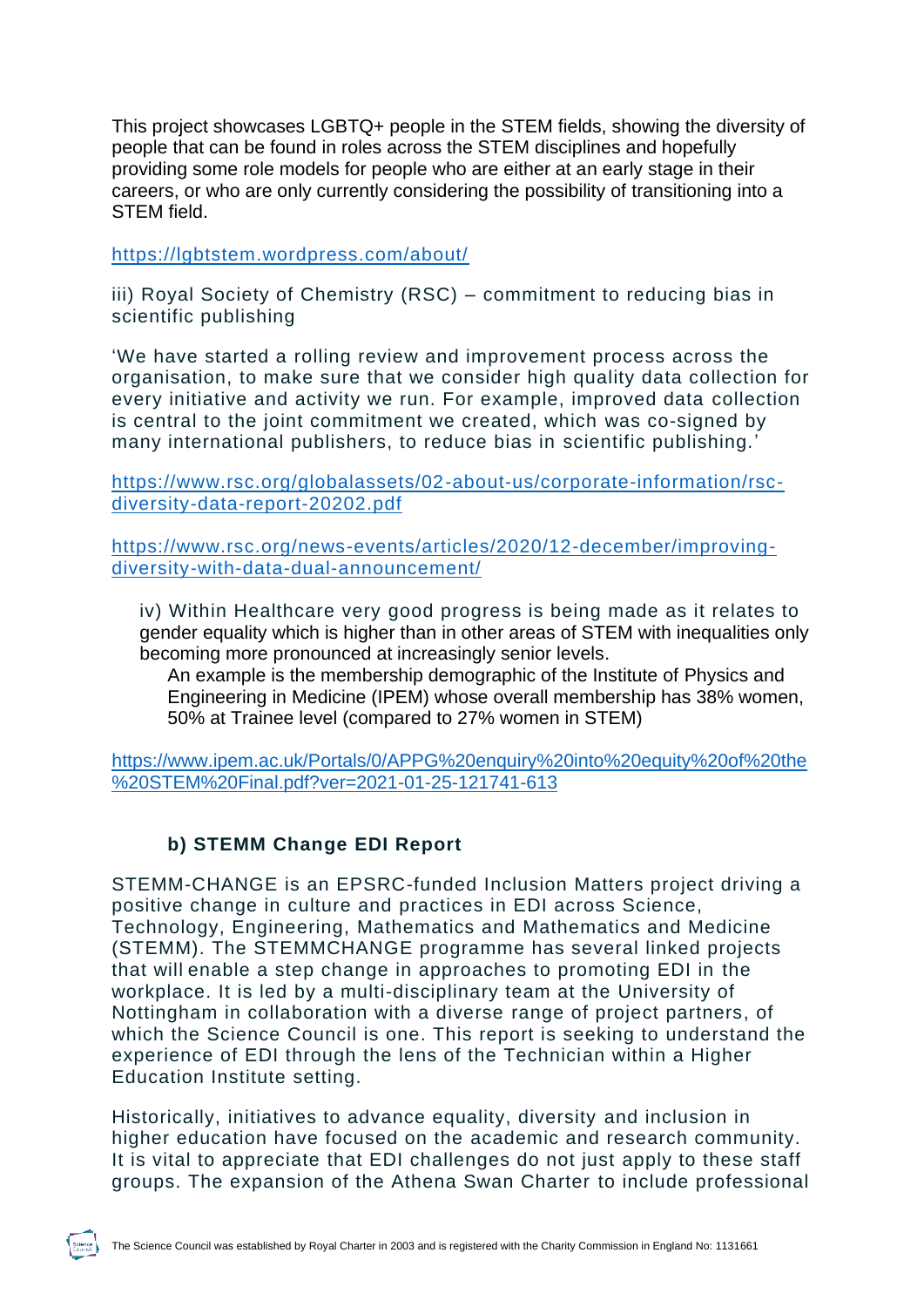This project showcases LGBTQ+ people in the STEM fields, showing the diversity of people that can be found in roles across the STEM disciplines and hopefully providing some role models for people who are either at an early stage in their careers, or who are only currently considering the possibility of transitioning into a STEM field.

https://lgbtstem.wordpress.com/about/

iii) Royal Society of Chemistry (RSC) – commitment to reducing bias in scientific publishing

'We have started a rolling review and improvement process across the organisation, to make sure that we consider high quality data collection for every initiative and activity we run. For example, improved data collection is central to the joint commitment we created, which was co-signed by many international publishers, to reduce bias in scientific publishing.'

https://www.rsc.org/globalassets/02-about-us/corporate-information/rsc-diversity-data-report-20202.pdf

https://www.rsc.org/news-events/articles/2020/12-december/improving-diversity-with-data-dual-announcement/

iv) Within Healthcare very good progress is being made as it relates to gender equality which is higher than in other areas of STEM with inequalities only becoming more pronounced at increasingly senior levels.

An example is the membership demographic of the Institute of Physics and Engineering in Medicine (IPEM) whose overall membership has 38% women, 50% at Trainee level (compared to 27% women in STEM)

https://www.ipem.ac.uk/Portals/0/APPG%20enquiry%20into%20equity%20of%20the%20STEM%20Final.pdf?ver=2021-01-25-121741-613

### b) STEMM Change EDI Report

STEMM-CHANGE is an EPSRC-funded Inclusion Matters project driving a positive change in culture and practices in EDI across Science, Technology, Engineering, Mathematics and Mathematics and Medicine (STEMM). The STEMMCHANGE programme has several linked projects that will enable a step change in approaches to promoting EDI in the workplace. It is led by a multi-disciplinary team at the University of Nottingham in collaboration with a diverse range of project partners, of which the Science Council is one. This report is seeking to understand the experience of EDI through the lens of the Technician within a Higher Education Institute setting.

Historically, initiatives to advance equality, diversity and inclusion in higher education have focused on the academic and research community. It is vital to appreciate that EDI challenges do not just apply to these staff groups. The expansion of the Athena Swan Charter to include professional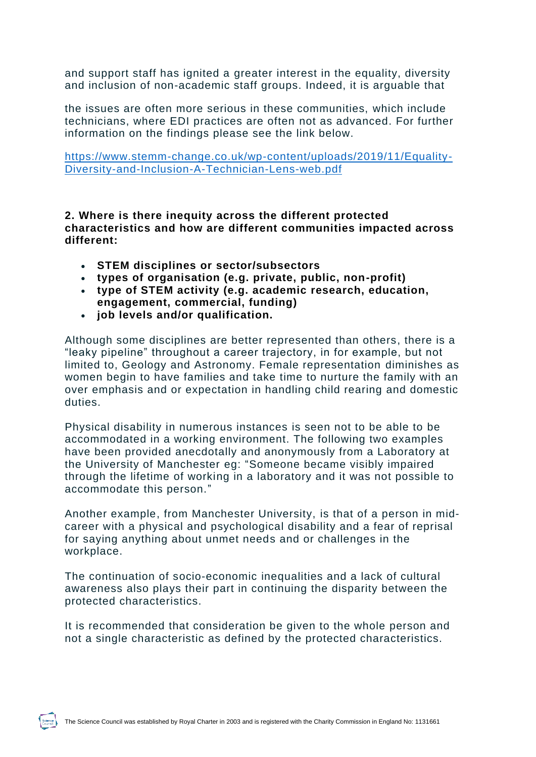and support staff has ignited a greater interest in the equality, diversity and inclusion of non-academic staff groups. Indeed, it is arguable that

the issues are often more serious in these communities, which include technicians, where EDI practices are often not as advanced. For further information on the findings please see the link below.

[https://www.stemm-change.co.uk/wp-content/uploads/2019/11/Equality-Diversity-and-Inclusion-A-Technician-Lens-web.pdf](https://www.stemm-change.co.uk/wp-content/uploads/2019/11/Equality-Diversity-and-Inclusion-A-Technician-Lens-web.pdf)

**2. Where is there inequity across the different protected characteristics and how are different communities impacted across different:**

- **STEM disciplines or sector/subsectors**
- **types of organisation (e.g. private, public, non-profit)**
- **type of STEM activity (e.g. academic research, education, engagement, commercial, funding)**
- **job levels and/or qualification.**

Although some disciplines are better represented than others, there is a "leaky pipeline" throughout a career trajectory, in for example, but not limited to, Geology and Astronomy. Female representation diminishes as women begin to have families and take time to nurture the family with an over emphasis and or expectation in handling child rearing and domestic duties.

Physical disability in numerous instances is seen not to be able to be accommodated in a working environment. The following two examples have been provided anecdotally and anonymously from a Laboratory at the University of Manchester eg: "Someone became visibly impaired through the lifetime of working in a laboratory and it was not possible to accommodate this person."

Another example, from Manchester University, is that of a person in mid-career with a physical and psychological disability and a fear of reprisal for saying anything about unmet needs and or challenges in the workplace.

The continuation of socio-economic inequalities and a lack of cultural awareness also plays their part in continuing the disparity between the protected characteristics.

It is recommended that consideration be given to the whole person and not a single characteristic as defined by the protected characteristics.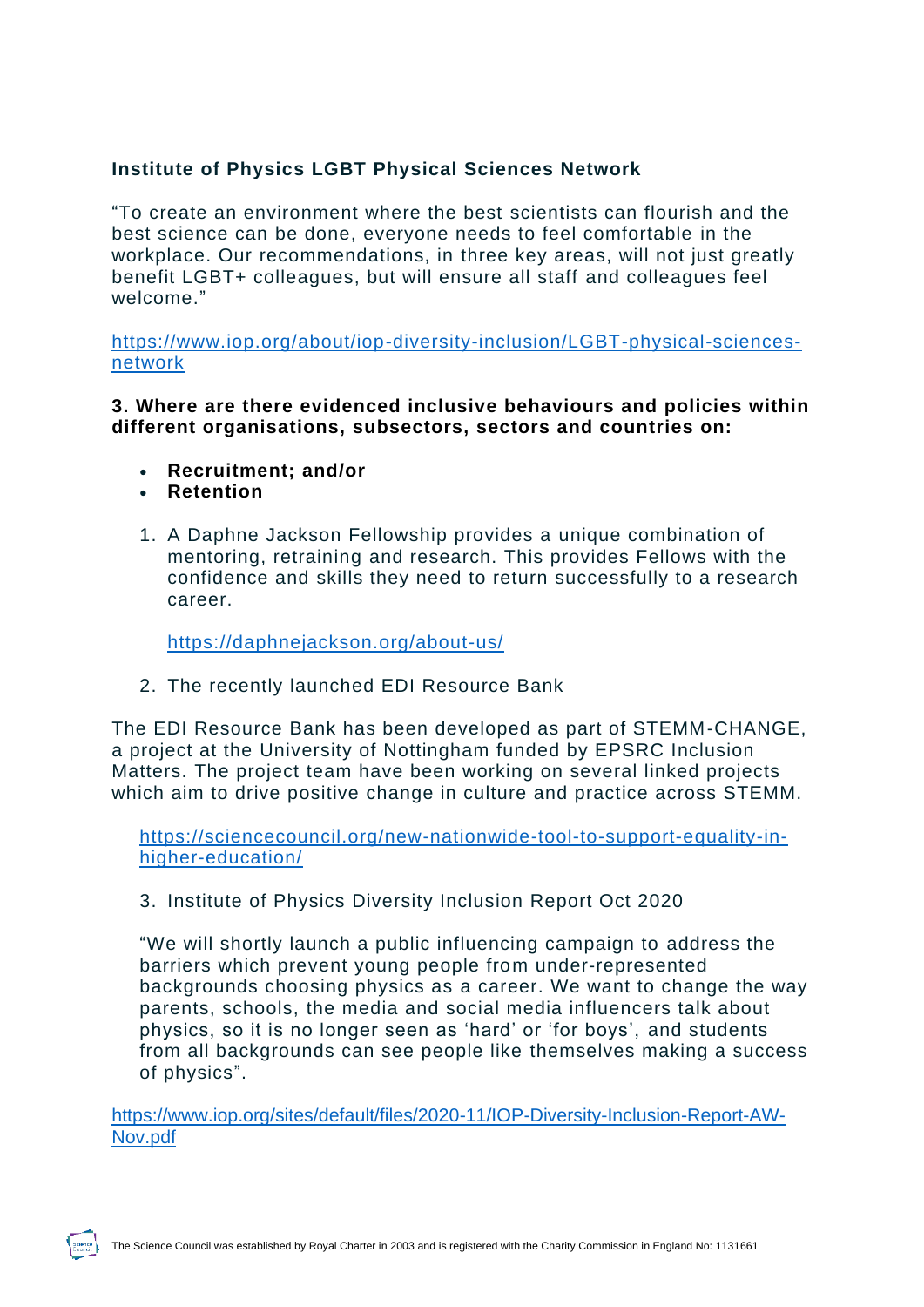**Institute of Physics LGBT Physical Sciences Network**

"To create an environment where the best scientists can flourish and the best science can be done, everyone needs to feel comfortable in the workplace. Our recommendations, in three key areas, will not just greatly benefit LGBT+ colleagues, but will ensure all staff and colleagues feel welcome."

https://www.iop.org/about/iop-diversity-inclusion/LGBT-physical-sciences-network

**3. Where are there evidenced inclusive behaviours and policies within different organisations, subsectors, sectors and countries on:**

- **Recruitment; and/or**
- **Retention**

1. A Daphne Jackson Fellowship provides a unique combination of mentoring, retraining and research. This provides Fellows with the confidence and skills they need to return successfully to a research career.

   https://daphnejackson.org/about-us/

2. The recently launched EDI Resource Bank

The EDI Resource Bank has been developed as part of STEMM-CHANGE, a project at the University of Nottingham funded by EPSRC Inclusion Matters. The project team have been working on several linked projects which aim to drive positive change in culture and practice across STEMM.

https://sciencecouncil.org/new-nationwide-tool-to-support-equality-in-higher-education/

3. Institute of Physics Diversity Inclusion Report Oct 2020

   "We will shortly launch a public influencing campaign to address the barriers which prevent young people from under-represented backgrounds choosing physics as a career. We want to change the way parents, schools, the media and social media influencers talk about physics, so it is no longer seen as 'hard' or 'for boys', and students from all backgrounds can see people like themselves making a success of physics".

https://www.iop.org/sites/default/files/2020-11/IOP-Diversity-Inclusion-Report-AW-Nov.pdf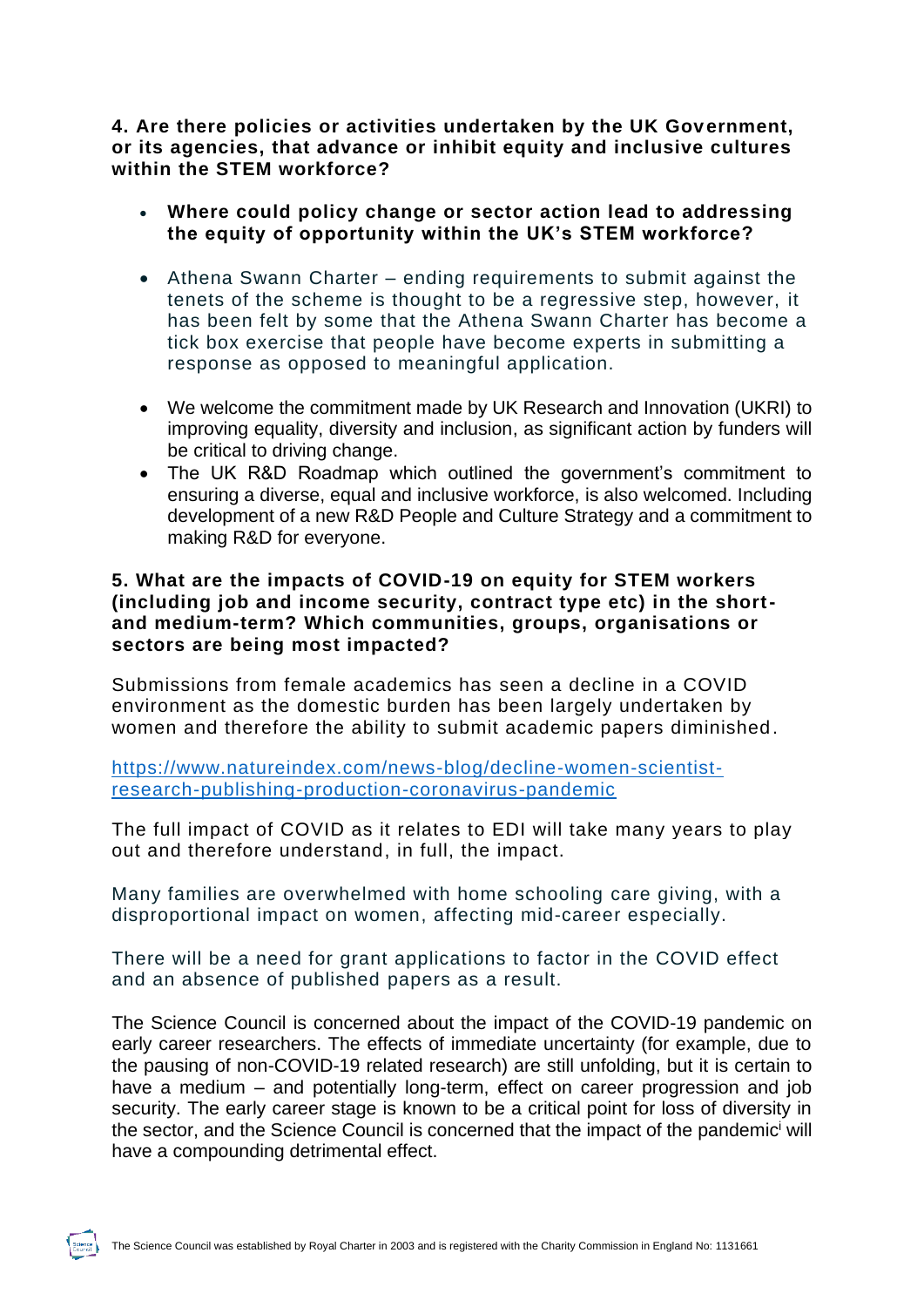**4. Are there policies or activities undertaken by the UK Government, or its agencies, that advance or inhibit equity and inclusive cultures within the STEM workforce?**

- **Where could policy change or sector action lead to addressing the equity of opportunity within the UK's STEM workforce?**

- Athena Swann Charter – ending requirements to submit against the tenets of the scheme is thought to be a regressive step, however, it has been felt by some that the Athena Swann Charter has become a tick box exercise that people have become experts in submitting a response as opposed to meaningful application.

- We welcome the commitment made by UK Research and Innovation (UKRI) to improving equality, diversity and inclusion, as significant action by funders will be critical to driving change.
- The UK R&D Roadmap which outlined the government's commitment to ensuring a diverse, equal and inclusive workforce, is also welcomed. Including development of a new R&D People and Culture Strategy and a commitment to making R&D for everyone.

**5. What are the impacts of COVID-19 on equity for STEM workers (including job and income security, contract type etc) in the short- and medium-term? Which communities, groups, organisations or sectors are being most impacted?**

Submissions from female academics has seen a decline in a COVID environment as the domestic burden has been largely undertaken by women and therefore the ability to submit academic papers diminished.

https://www.natureindex.com/news-blog/decline-women-scientist-research-publishing-production-coronavirus-pandemic

The full impact of COVID as it relates to EDI will take many years to play out and therefore understand, in full, the impact.

Many families are overwhelmed with home schooling care giving, with a disproportional impact on women, affecting mid-career especially.

There will be a need for grant applications to factor in the COVID effect and an absence of published papers as a result.

The Science Council is concerned about the impact of the COVID-19 pandemic on early career researchers. The effects of immediate uncertainty (for example, due to the pausing of non-COVID-19 related research) are still unfolding, but it is certain to have a medium – and potentially long-term, effect on career progression and job security. The early career stage is known to be a critical point for loss of diversity in the sector, and the Science Council is concerned that the impact of the pandemic[i] will have a compounding detrimental effect.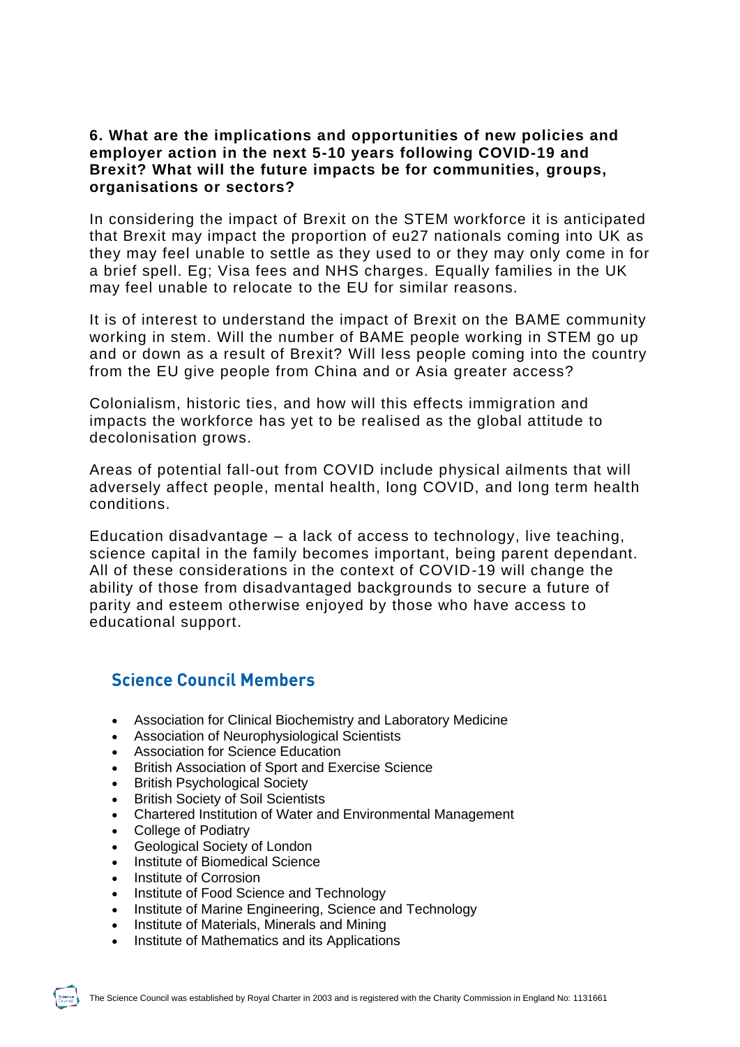**6. What are the implications and opportunities of new policies and employer action in the next 5-10 years following COVID-19 and Brexit? What will the future impacts be for communities, groups, organisations or sectors?**

In considering the impact of Brexit on the STEM workforce it is anticipated that Brexit may impact the proportion of eu27 nationals coming into UK as they may feel unable to settle as they used to or they may only come in for a brief spell. Eg; Visa fees and NHS charges. Equally families in the UK may feel unable to relocate to the EU for similar reasons.

It is of interest to understand the impact of Brexit on the BAME community working in stem. Will the number of BAME people working in STEM go up and or down as a result of Brexit? Will less people coming into the country from the EU give people from China and or Asia greater access?

Colonialism, historic ties, and how will this effects immigration and impacts the workforce has yet to be realised as the global attitude to decolonisation grows.

Areas of potential fall-out from COVID include physical ailments that will adversely affect people, mental health, long COVID, and long term health conditions.

Education disadvantage – a lack of access to technology, live teaching, science capital in the family becomes important, being parent dependant. All of these considerations in the context of COVID-19 will change the ability of those from disadvantaged backgrounds to secure a future of parity and esteem otherwise enjoyed by those who have access to educational support.

## Science Council Members

- Association for Clinical Biochemistry and Laboratory Medicine
- Association of Neurophysiological Scientists
- Association for Science Education
- British Association of Sport and Exercise Science
- British Psychological Society
- British Society of Soil Scientists
- Chartered Institution of Water and Environmental Management
- College of Podiatry
- Geological Society of London
- Institute of Biomedical Science
- Institute of Corrosion
- Institute of Food Science and Technology
- Institute of Marine Engineering, Science and Technology
- Institute of Materials, Minerals and Mining
- Institute of Mathematics and its Applications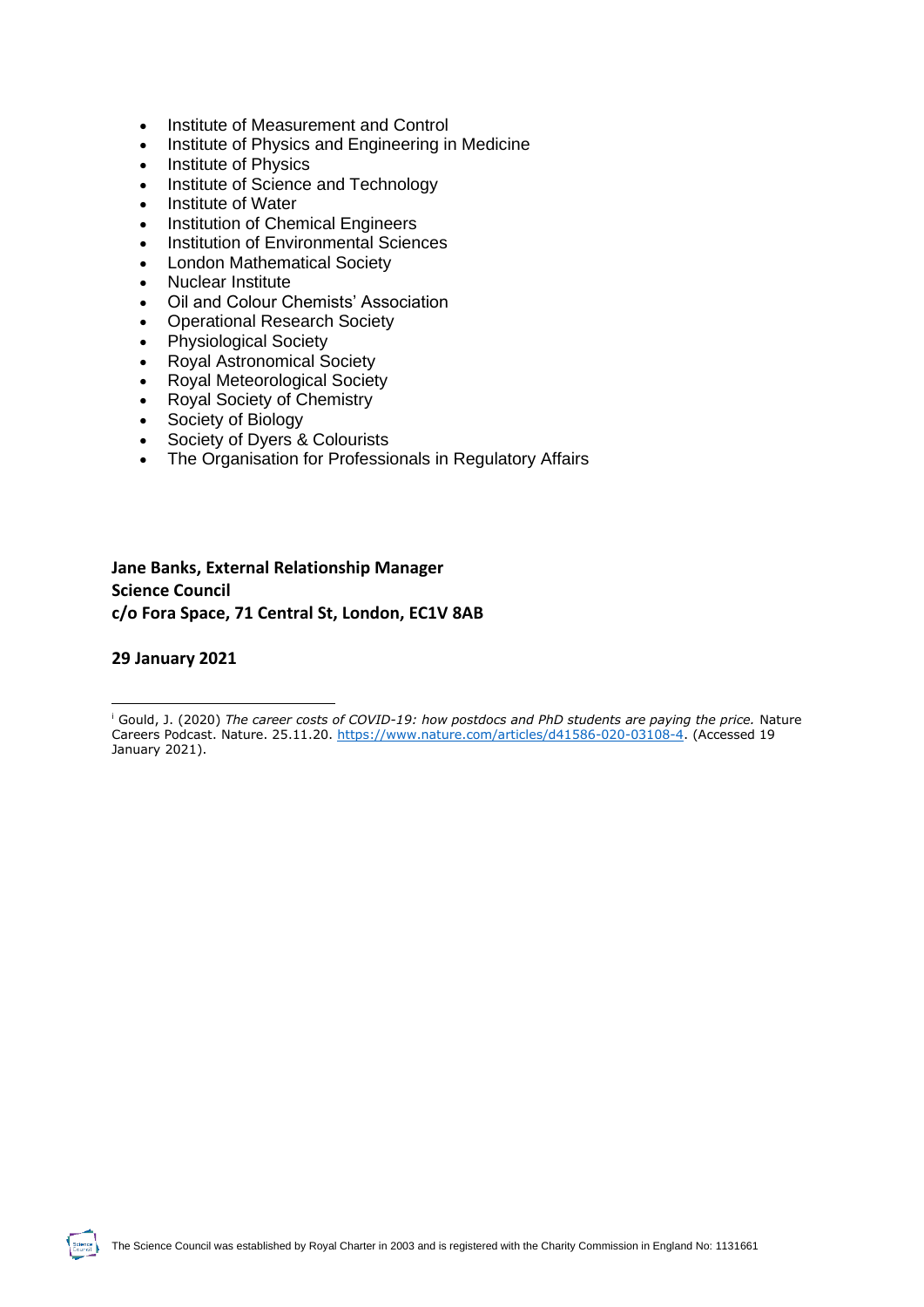- Institute of Measurement and Control
- Institute of Physics and Engineering in Medicine
- Institute of Physics
- Institute of Science and Technology
- Institute of Water
- Institution of Chemical Engineers
- Institution of Environmental Sciences
- London Mathematical Society
- Nuclear Institute
- Oil and Colour Chemists' Association
- Operational Research Society
- Physiological Society
- Royal Astronomical Society
- Royal Meteorological Society
- Royal Society of Chemistry
- Society of Biology
- Society of Dyers & Colourists
- The Organisation for Professionals in Regulatory Affairs

**Jane Banks, External Relationship Manager**
**Science Council**
**c/o Fora Space, 71 Central St, London, EC1V 8AB**

**29 January 2021**

---

[i] Gould, J. (2020) *The career costs of COVID-19: how postdocs and PhD students are paying the price.* Nature Careers Podcast. Nature. 25.11.20. https://www.nature.com/articles/d41586-020-03108-4. (Accessed 19 January 2021).

The Science Council was established by Royal Charter in 2003 and is registered with the Charity Commission in England No: 1131661